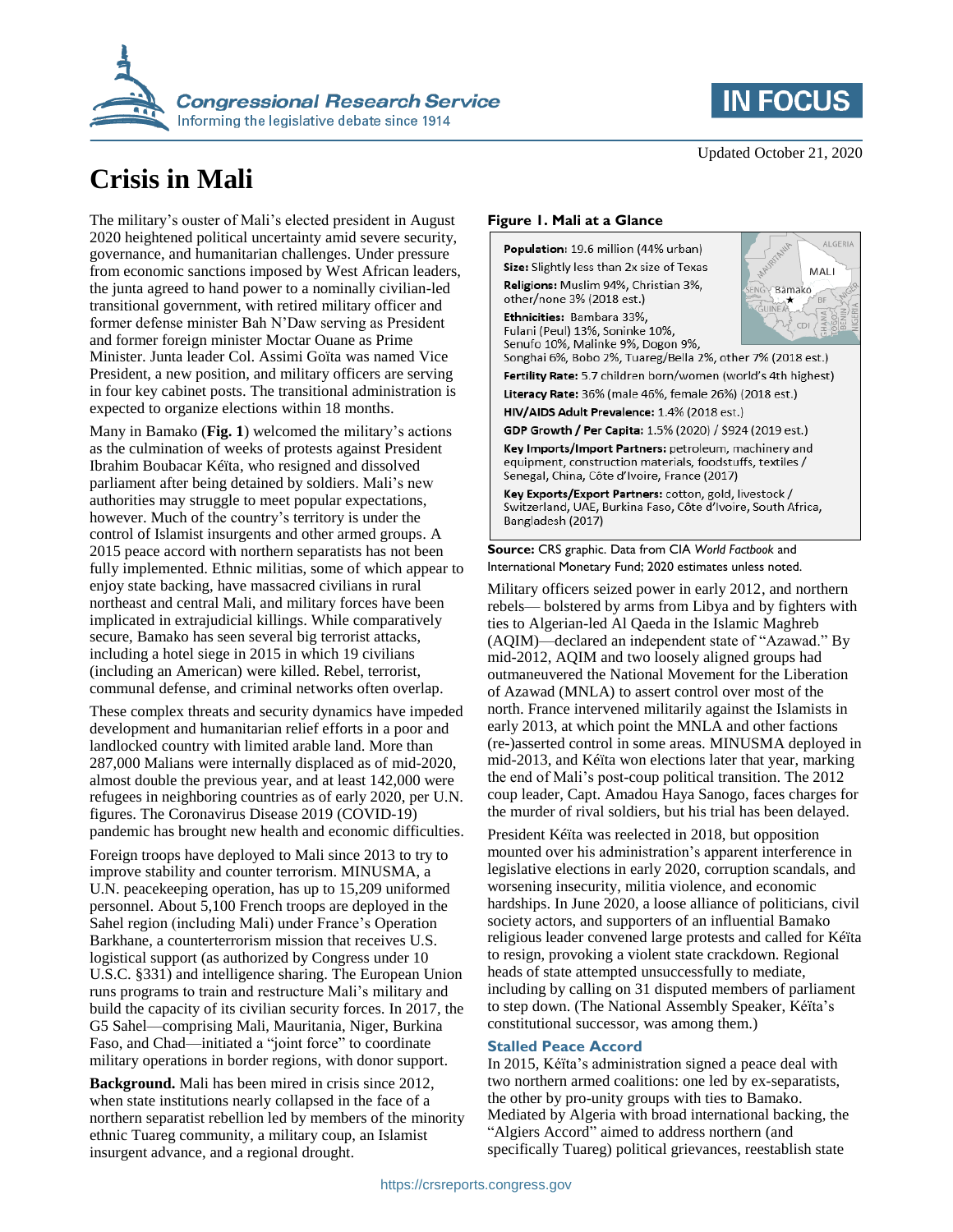# Crisis in Mali

Updated October 21, 2020

The military's ouster of Mali's elected president in August 2020 heightened political uncertainty amid severe security, governance, and humanitarian challenges. Under pressure from economic sanctions imposed by West African leaders, the junta agreed to hand power to a nominally civilian-led transitional government, with retired military officer and former defense minister Bah N'Daw serving as President and former foreign minister Moctar Ouane as Prime Minister. Junta leader Col. Assimi Goïta was named Vice President, a new position, and military officers are serving in four key cabinet posts. The transitional administration is expected to organize elections within 18 months.

Many in Bamako (**Fig. 1**) welcomed the military's actions as the culmination of weeks of protests against President Ibrahim Boubacar Kéïta, who resigned and dissolved parliament after being detained by soldiers. Mali's new authorities may struggle to meet popular expectations, however. Much of the country's territory is under the control of Islamist insurgents and other armed groups. A 2015 peace accord with northern separatists has not been fully implemented. Ethnic militias, some of which appear to enjoy state backing, have massacred civilians in rural northeast and central Mali, and military forces have been implicated in extrajudicial killings. While comparatively secure, Bamako has seen several big terrorist attacks, including a hotel siege in 2015 in which 19 civilians (including an American) were killed. Rebel, terrorist, communal defense, and criminal networks often overlap.

These complex threats and security dynamics have impeded development and humanitarian relief efforts in a poor and landlocked country with limited arable land. More than 287,000 Malians were internally displaced as of mid-2020, almost double the previous year, and at least 142,000 were refugees in neighboring countries as of early 2020, per U.N. figures. The Coronavirus Disease 2019 (COVID-19) pandemic has brought new health and economic difficulties.

Foreign troops have deployed to Mali since 2013 to try to improve stability and counter terrorism. MINUSMA, a U.N. peacekeeping operation, has up to 15,209 uniformed personnel. About 5,100 French troops are deployed in the Sahel region (including Mali) under France's Operation Barkhane, a counterterrorism mission that receives U.S. logistical support (as authorized by Congress under 10 U.S.C. §331) and intelligence sharing. The European Union runs programs to train and restructure Mali's military and build the capacity of its civilian security forces. In 2017, the G5 Sahel—comprising Mali, Mauritania, Niger, Burkina Faso, and Chad—initiated a "joint force" to coordinate military operations in border regions, with donor support.

**Background.** Mali has been mired in crisis since 2012, when state institutions nearly collapsed in the face of a northern separatist rebellion led by members of the minority ethnic Tuareg community, a military coup, an Islamist insurgent advance, and a regional drought.

**Figure 1. Mali at a Glance**

**Population:** 19.6 million (44% urban)
**Size:** Slightly less than 2x size of Texas
**Religions:** Muslim 94%, Christian 3%, other/none 3% (2018 est.)
**Ethnicities:** Bambara 33%, Fulani (Peul) 13%, Soninke 10%, Senufo 10%, Malinke 9%, Dogon 9%, Songhai 6%, Bobo 2%, Tuareg/Bella 2%, other 7% (2018 est.)
**Fertility Rate:** 5.7 children born/women (world's 4th highest)
**Literacy Rate:** 36% (male 46%, female 26%) (2018 est.)
**HIV/AIDS Adult Prevalence:** 1.4% (2018 est.)
**GDP Growth / Per Capita:** 1.5% (2020) / $924 (2019 est.)
**Key Imports/Import Partners:** petroleum, machinery and equipment, construction materials, foodstuffs, textiles / Senegal, China, Côte d'Ivoire, France (2017)
**Key Exports/Export Partners:** cotton, gold, livestock / Switzerland, UAE, Burkina Faso, Côte d'Ivoire, South Africa, Bangladesh (2017)

**Source:** CRS graphic. Data from CIA *World Factbook* and International Monetary Fund; 2020 estimates unless noted.

Military officers seized power in early 2012, and northern rebels— bolstered by arms from Libya and by fighters with ties to Algerian-led Al Qaeda in the Islamic Maghreb (AQIM)—declared an independent state of "Azawad." By mid-2012, AQIM and two loosely aligned groups had outmaneuvered the National Movement for the Liberation of Azawad (MNLA) to assert control over most of the north. France intervened militarily against the Islamists in early 2013, at which point the MNLA and other factions (re-)asserted control in some areas. MINUSMA deployed in mid-2013, and Kéïta won elections later that year, marking the end of Mali's post-coup political transition. The 2012 coup leader, Capt. Amadou Haya Sanogo, faces charges for the murder of rival soldiers, but his trial has been delayed.

President Kéïta was reelected in 2018, but opposition mounted over his administration's apparent interference in legislative elections in early 2020, corruption scandals, and worsening insecurity, militia violence, and economic hardships. In June 2020, a loose alliance of politicians, civil society actors, and supporters of an influential Bamako religious leader convened large protests and called for Kéïta to resign, provoking a violent state crackdown. Regional heads of state attempted unsuccessfully to mediate, including by calling on 31 disputed members of parliament to step down. (The National Assembly Speaker, Kéïta's constitutional successor, was among them.)

## Stalled Peace Accord

In 2015, Kéïta's administration signed a peace deal with two northern armed coalitions: one led by ex-separatists, the other by pro-unity groups with ties to Bamako. Mediated by Algeria with broad international backing, the "Algiers Accord" aimed to address northern (and specifically Tuareg) political grievances, reestablish state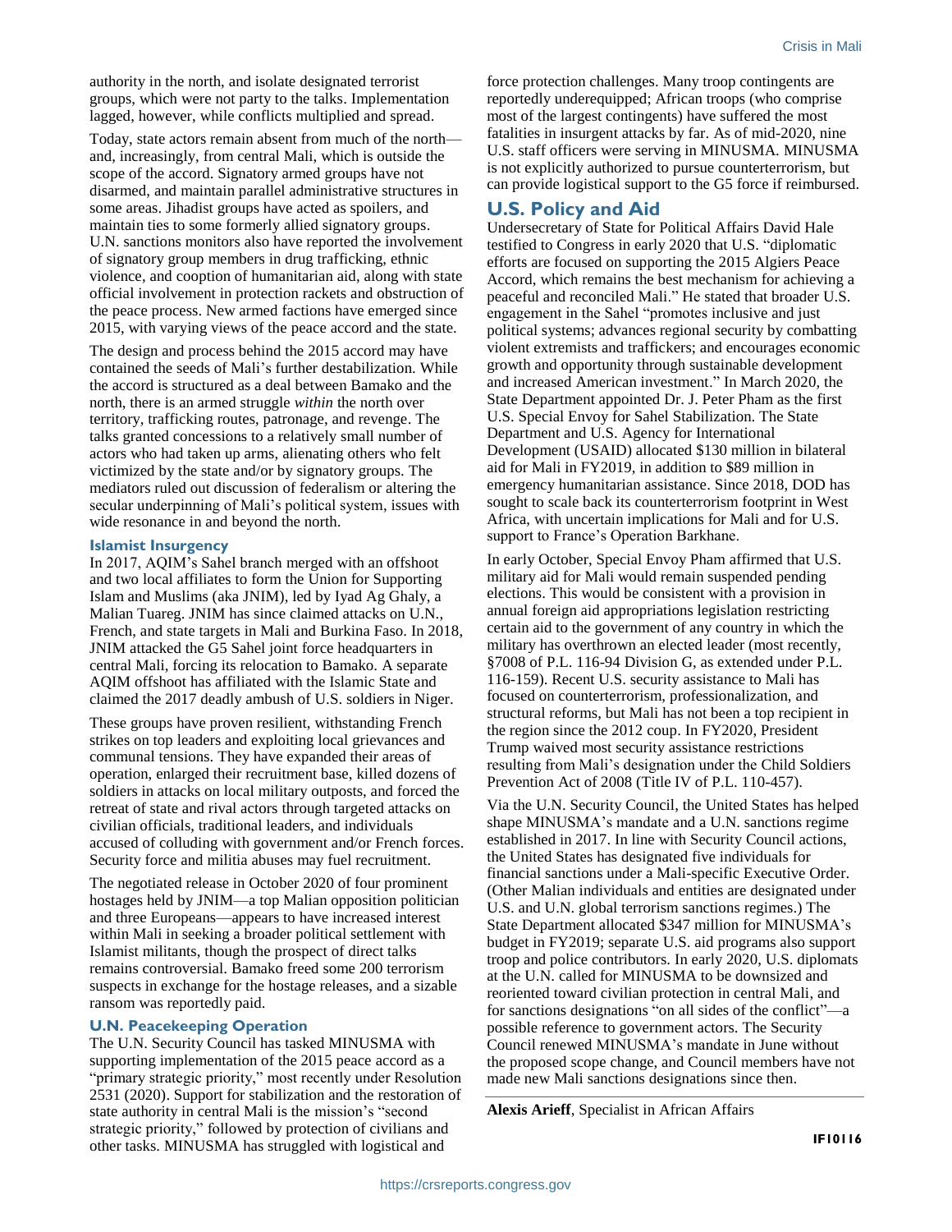authority in the north, and isolate designated terrorist groups, which were not party to the talks. Implementation lagged, however, while conflicts multiplied and spread.

Today, state actors remain absent from much of the north—and, increasingly, from central Mali, which is outside the scope of the accord. Signatory armed groups have not disarmed, and maintain parallel administrative structures in some areas. Jihadist groups have acted as spoilers, and maintain ties to some formerly allied signatory groups. U.N. sanctions monitors also have reported the involvement of signatory group members in drug trafficking, ethnic violence, and cooption of humanitarian aid, along with state official involvement in protection rackets and obstruction of the peace process. New armed factions have emerged since 2015, with varying views of the peace accord and the state.

The design and process behind the 2015 accord may have contained the seeds of Mali's further destabilization. While the accord is structured as a deal between Bamako and the north, there is an armed struggle *within* the north over territory, trafficking routes, patronage, and revenge. The talks granted concessions to a relatively small number of actors who had taken up arms, alienating others who felt victimized by the state and/or by signatory groups. The mediators ruled out discussion of federalism or altering the secular underpinning of Mali's political system, issues with wide resonance in and beyond the north.

### Islamist Insurgency

In 2017, AQIM's Sahel branch merged with an offshoot and two local affiliates to form the Union for Supporting Islam and Muslims (aka JNIM), led by Iyad Ag Ghaly, a Malian Tuareg. JNIM has since claimed attacks on U.N., French, and state targets in Mali and Burkina Faso. In 2018, JNIM attacked the G5 Sahel joint force headquarters in central Mali, forcing its relocation to Bamako. A separate AQIM offshoot has affiliated with the Islamic State and claimed the 2017 deadly ambush of U.S. soldiers in Niger.

These groups have proven resilient, withstanding French strikes on top leaders and exploiting local grievances and communal tensions. They have expanded their areas of operation, enlarged their recruitment base, killed dozens of soldiers in attacks on local military outposts, and forced the retreat of state and rival actors through targeted attacks on civilian officials, traditional leaders, and individuals accused of colluding with government and/or French forces. Security force and militia abuses may fuel recruitment.

The negotiated release in October 2020 of four prominent hostages held by JNIM—a top Malian opposition politician and three Europeans—appears to have increased interest within Mali in seeking a broader political settlement with Islamist militants, though the prospect of direct talks remains controversial. Bamako freed some 200 terrorism suspects in exchange for the hostage releases, and a sizable ransom was reportedly paid.

### U.N. Peacekeeping Operation

The U.N. Security Council has tasked MINUSMA with supporting implementation of the 2015 peace accord as a "primary strategic priority," most recently under Resolution 2531 (2020). Support for stabilization and the restoration of state authority in central Mali is the mission's "second strategic priority," followed by protection of civilians and other tasks. MINUSMA has struggled with logistical and force protection challenges. Many troop contingents are reportedly underequipped; African troops (who comprise most of the largest contingents) have suffered the most fatalities in insurgent attacks by far. As of mid-2020, nine U.S. staff officers were serving in MINUSMA. MINUSMA is not explicitly authorized to pursue counterterrorism, but can provide logistical support to the G5 force if reimbursed.

## U.S. Policy and Aid

Undersecretary of State for Political Affairs David Hale testified to Congress in early 2020 that U.S. "diplomatic efforts are focused on supporting the 2015 Algiers Peace Accord, which remains the best mechanism for achieving a peaceful and reconciled Mali." He stated that broader U.S. engagement in the Sahel "promotes inclusive and just political systems; advances regional security by combatting violent extremists and traffickers; and encourages economic growth and opportunity through sustainable development and increased American investment." In March 2020, the State Department appointed Dr. J. Peter Pham as the first U.S. Special Envoy for Sahel Stabilization. The State Department and U.S. Agency for International Development (USAID) allocated $130 million in bilateral aid for Mali in FY2019, in addition to $89 million in emergency humanitarian assistance. Since 2018, DOD has sought to scale back its counterterrorism footprint in West Africa, with uncertain implications for Mali and for U.S. support to France's Operation Barkhane.

In early October, Special Envoy Pham affirmed that U.S. military aid for Mali would remain suspended pending elections. This would be consistent with a provision in annual foreign aid appropriations legislation restricting certain aid to the government of any country in which the military has overthrown an elected leader (most recently, §7008 of P.L. 116-94 Division G, as extended under P.L. 116-159). Recent U.S. security assistance to Mali has focused on counterterrorism, professionalization, and structural reforms, but Mali has not been a top recipient in the region since the 2012 coup. In FY2020, President Trump waived most security assistance restrictions resulting from Mali's designation under the Child Soldiers Prevention Act of 2008 (Title IV of P.L. 110-457).

Via the U.N. Security Council, the United States has helped shape MINUSMA's mandate and a U.N. sanctions regime established in 2017. In line with Security Council actions, the United States has designated five individuals for financial sanctions under a Mali-specific Executive Order. (Other Malian individuals and entities are designated under U.S. and U.N. global terrorism sanctions regimes.) The State Department allocated $347 million for MINUSMA's budget in FY2019; separate U.S. aid programs also support troop and police contributors. In early 2020, U.S. diplomats at the U.N. called for MINUSMA to be downsized and reoriented toward civilian protection in central Mali, and for sanctions designations "on all sides of the conflict"—a possible reference to government actors. The Security Council renewed MINUSMA's mandate in June without the proposed scope change, and Council members have not made new Mali sanctions designations since then.

**Alexis Arieff**, Specialist in African Affairs

**IF10116**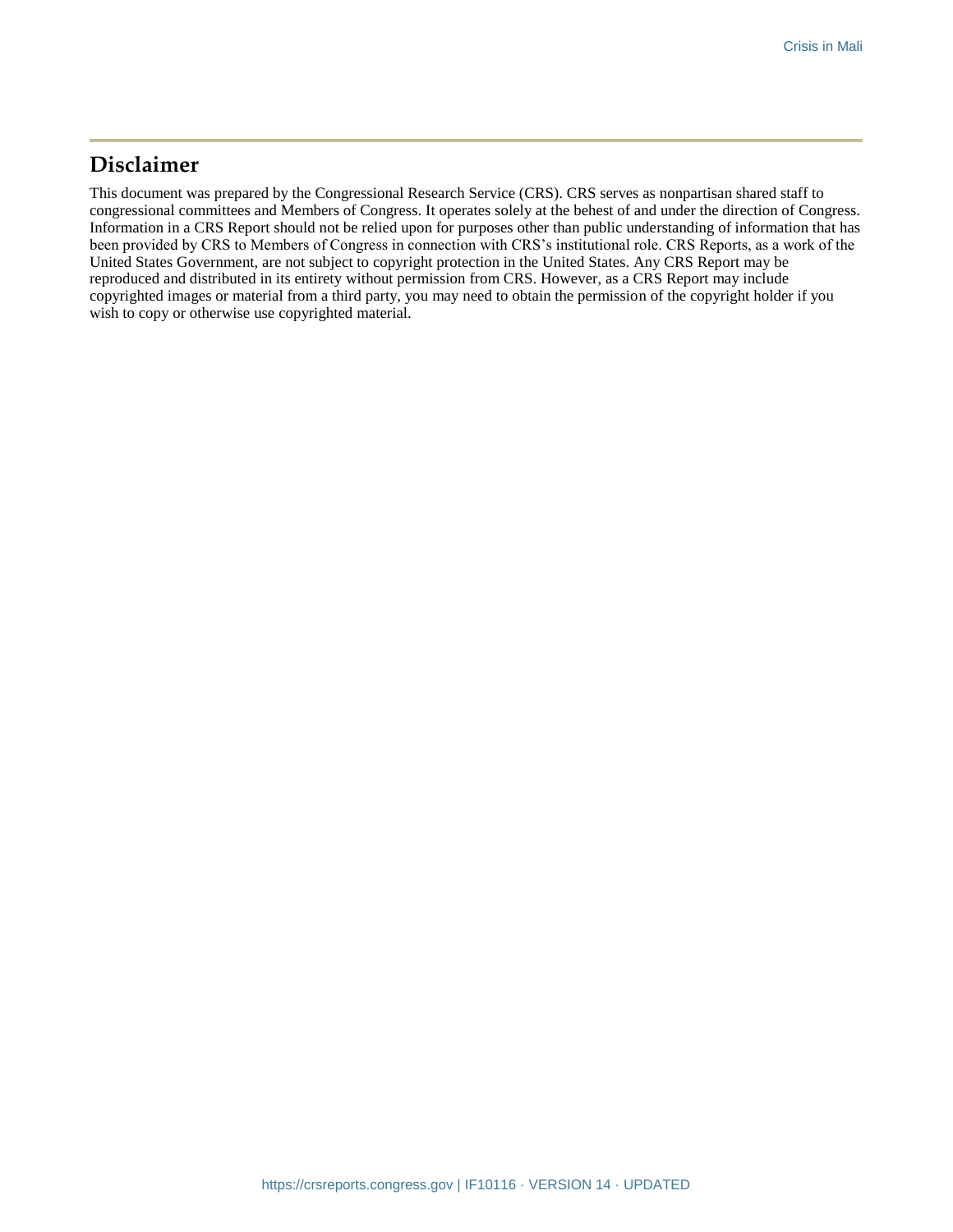## Disclaimer

This document was prepared by the Congressional Research Service (CRS). CRS serves as nonpartisan shared staff to congressional committees and Members of Congress. It operates solely at the behest of and under the direction of Congress. Information in a CRS Report should not be relied upon for purposes other than public understanding of information that has been provided by CRS to Members of Congress in connection with CRS's institutional role. CRS Reports, as a work of the United States Government, are not subject to copyright protection in the United States. Any CRS Report may be reproduced and distributed in its entirety without permission from CRS. However, as a CRS Report may include copyrighted images or material from a third party, you may need to obtain the permission of the copyright holder if you wish to copy or otherwise use copyrighted material.